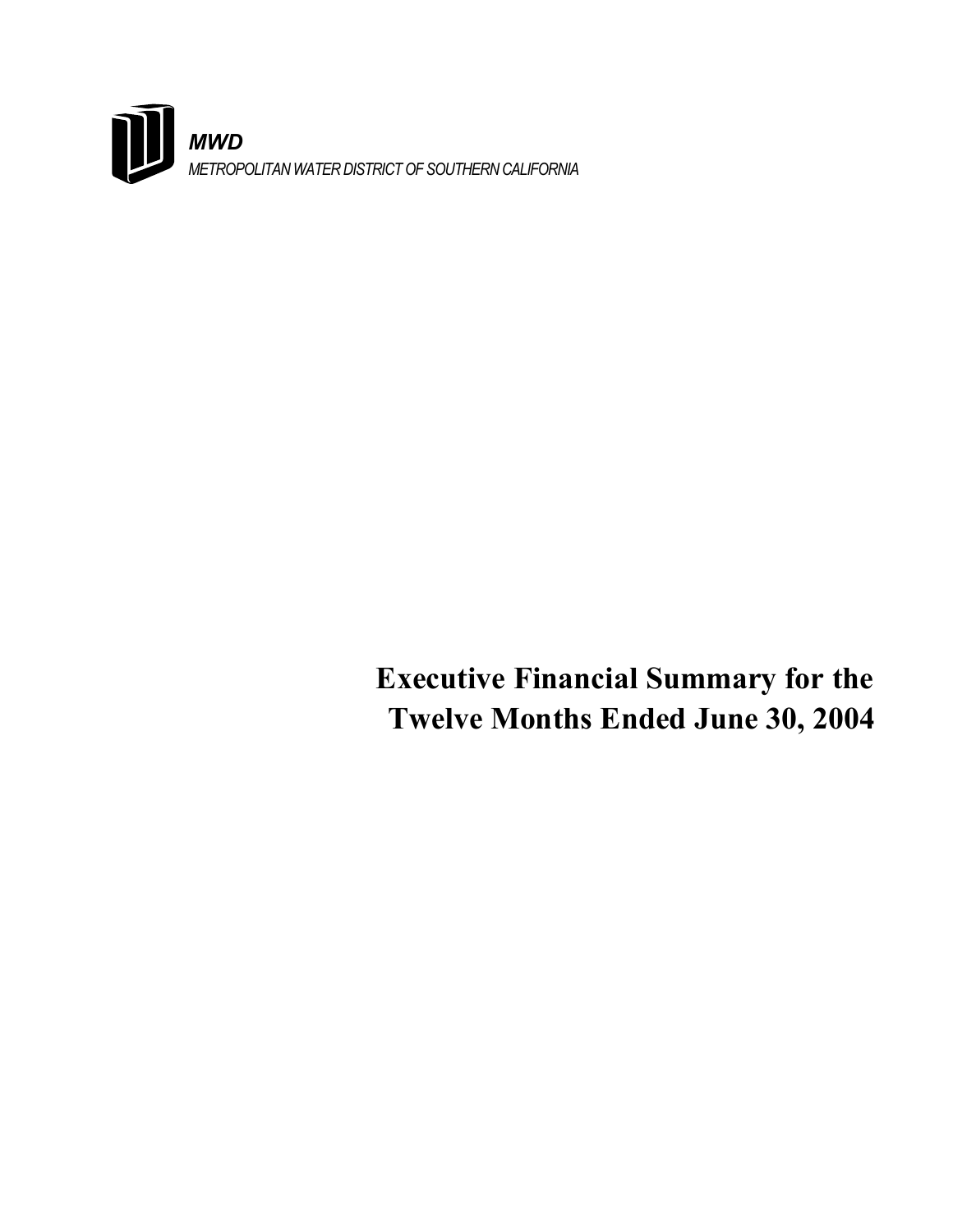***MWD***

*METROPOLITAN WATER DISTRICT OF SOUTHERN CALIFORNIA*

# Executive Financial Summary for the Twelve Months Ended June 30, 2004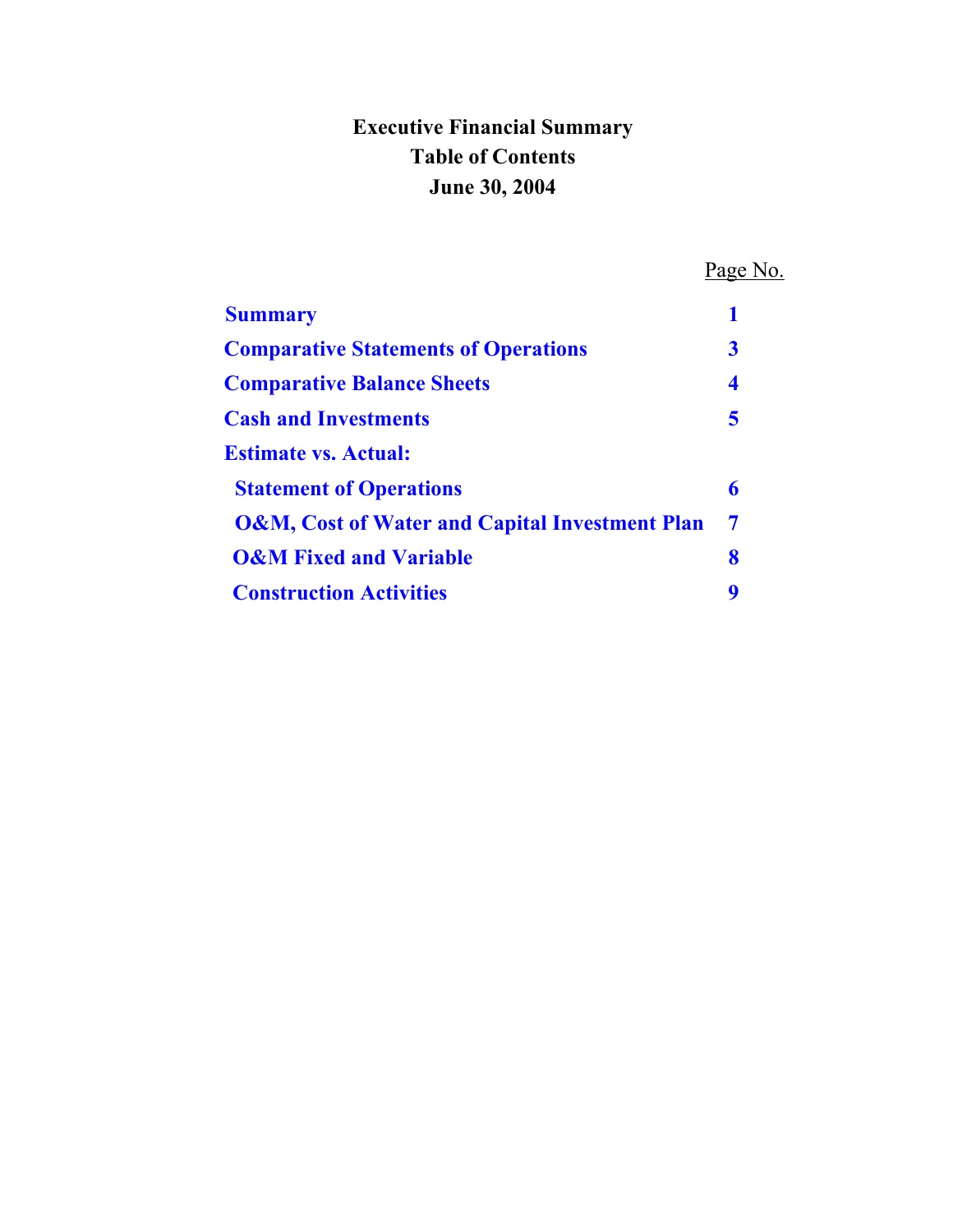# Executive Financial Summary
# Table of Contents
# June 30, 2004

| | Page No. |
|---|---|
| **Summary** | **1** |
| **Comparative Statements of Operations** | **3** |
| **Comparative Balance Sheets** | **4** |
| **Cash and Investments** | **5** |
| **Estimate vs. Actual:** | |
| **Statement of Operations** | **6** |
| **O&M, Cost of Water and Capital Investment Plan** | **7** |
| **O&M Fixed and Variable** | **8** |
| **Construction Activities** | **9** |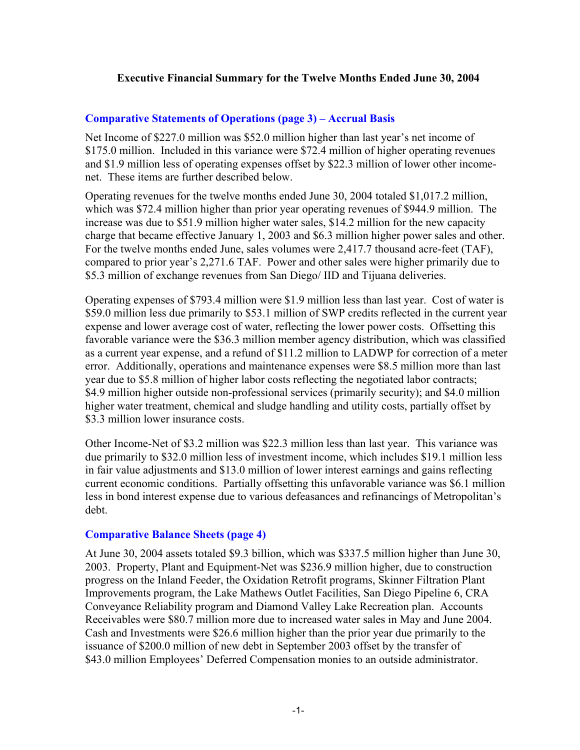# Executive Financial Summary for the Twelve Months Ended June 30, 2004

## Comparative Statements of Operations (page 3) – Accrual Basis

Net Income of $227.0 million was $52.0 million higher than last year's net income of $175.0 million. Included in this variance were $72.4 million of higher operating revenues and $1.9 million less of operating expenses offset by $22.3 million of lower other income-net. These items are further described below.

Operating revenues for the twelve months ended June 30, 2004 totaled $1,017.2 million, which was $72.4 million higher than prior year operating revenues of $944.9 million. The increase was due to $51.9 million higher water sales, $14.2 million for the new capacity charge that became effective January 1, 2003 and $6.3 million higher power sales and other. For the twelve months ended June, sales volumes were 2,417.7 thousand acre-feet (TAF), compared to prior year's 2,271.6 TAF. Power and other sales were higher primarily due to $5.3 million of exchange revenues from San Diego/ IID and Tijuana deliveries.

Operating expenses of $793.4 million were $1.9 million less than last year. Cost of water is $59.0 million less due primarily to $53.1 million of SWP credits reflected in the current year expense and lower average cost of water, reflecting the lower power costs. Offsetting this favorable variance were the $36.3 million member agency distribution, which was classified as a current year expense, and a refund of $11.2 million to LADWP for correction of a meter error. Additionally, operations and maintenance expenses were $8.5 million more than last year due to $5.8 million of higher labor costs reflecting the negotiated labor contracts; $4.9 million higher outside non-professional services (primarily security); and $4.0 million higher water treatment, chemical and sludge handling and utility costs, partially offset by $3.3 million lower insurance costs.

Other Income-Net of $3.2 million was $22.3 million less than last year. This variance was due primarily to $32.0 million less of investment income, which includes $19.1 million less in fair value adjustments and $13.0 million of lower interest earnings and gains reflecting current economic conditions. Partially offsetting this unfavorable variance was $6.1 million less in bond interest expense due to various defeasances and refinancings of Metropolitan's debt.

## Comparative Balance Sheets (page 4)

At June 30, 2004 assets totaled $9.3 billion, which was $337.5 million higher than June 30, 2003. Property, Plant and Equipment-Net was $236.9 million higher, due to construction progress on the Inland Feeder, the Oxidation Retrofit programs, Skinner Filtration Plant Improvements program, the Lake Mathews Outlet Facilities, San Diego Pipeline 6, CRA Conveyance Reliability program and Diamond Valley Lake Recreation plan. Accounts Receivables were $80.7 million more due to increased water sales in May and June 2004. Cash and Investments were $26.6 million higher than the prior year due primarily to the issuance of $200.0 million of new debt in September 2003 offset by the transfer of $43.0 million Employees' Deferred Compensation monies to an outside administrator.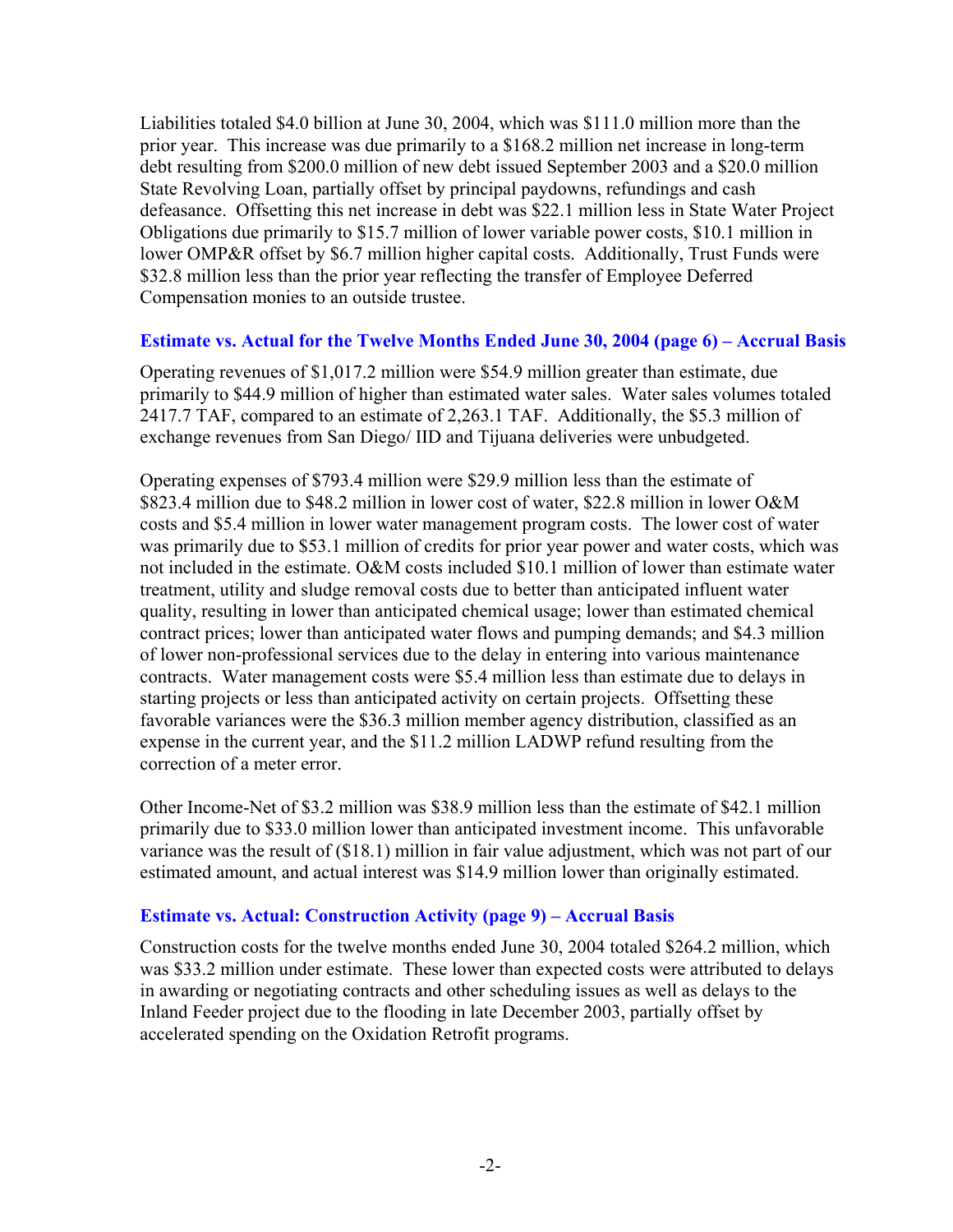Liabilities totaled $4.0 billion at June 30, 2004, which was $111.0 million more than the prior year. This increase was due primarily to a $168.2 million net increase in long-term debt resulting from $200.0 million of new debt issued September 2003 and a $20.0 million State Revolving Loan, partially offset by principal paydowns, refundings and cash defeasance. Offsetting this net increase in debt was $22.1 million less in State Water Project Obligations due primarily to $15.7 million of lower variable power costs, $10.1 million in lower OMP&R offset by $6.7 million higher capital costs. Additionally, Trust Funds were $32.8 million less than the prior year reflecting the transfer of Employee Deferred Compensation monies to an outside trustee.

### Estimate vs. Actual for the Twelve Months Ended June 30, 2004 (page 6) – Accrual Basis

Operating revenues of $1,017.2 million were $54.9 million greater than estimate, due primarily to $44.9 million of higher than estimated water sales. Water sales volumes totaled 2417.7 TAF, compared to an estimate of 2,263.1 TAF. Additionally, the $5.3 million of exchange revenues from San Diego/ IID and Tijuana deliveries were unbudgeted.

Operating expenses of $793.4 million were $29.9 million less than the estimate of $823.4 million due to $48.2 million in lower cost of water, $22.8 million in lower O&M costs and $5.4 million in lower water management program costs. The lower cost of water was primarily due to $53.1 million of credits for prior year power and water costs, which was not included in the estimate. O&M costs included $10.1 million of lower than estimate water treatment, utility and sludge removal costs due to better than anticipated influent water quality, resulting in lower than anticipated chemical usage; lower than estimated chemical contract prices; lower than anticipated water flows and pumping demands; and $4.3 million of lower non-professional services due to the delay in entering into various maintenance contracts. Water management costs were $5.4 million less than estimate due to delays in starting projects or less than anticipated activity on certain projects. Offsetting these favorable variances were the $36.3 million member agency distribution, classified as an expense in the current year, and the $11.2 million LADWP refund resulting from the correction of a meter error.

Other Income-Net of $3.2 million was $38.9 million less than the estimate of $42.1 million primarily due to $33.0 million lower than anticipated investment income. This unfavorable variance was the result of ($18.1) million in fair value adjustment, which was not part of our estimated amount, and actual interest was $14.9 million lower than originally estimated.

### Estimate vs. Actual: Construction Activity (page 9) – Accrual Basis

Construction costs for the twelve months ended June 30, 2004 totaled $264.2 million, which was $33.2 million under estimate. These lower than expected costs were attributed to delays in awarding or negotiating contracts and other scheduling issues as well as delays to the Inland Feeder project due to the flooding in late December 2003, partially offset by accelerated spending on the Oxidation Retrofit programs.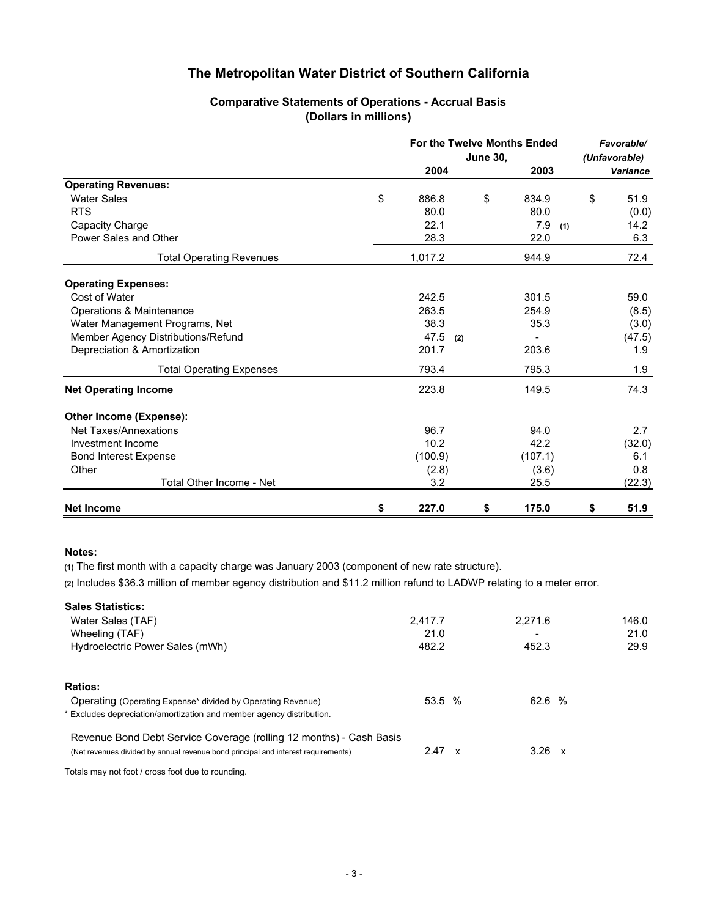# The Metropolitan Water District of Southern California

## Comparative Statements of Operations - Accrual Basis
### (Dollars in millions)

| | For the Twelve Months Ended June 30, 2004 | For the Twelve Months Ended June 30, 2003 | *Favorable/ (Unfavorable) Variance* |
|---|---|---|---|
| **Operating Revenues:** | | | |
| Water Sales | $ 886.8 | $ 834.9 | $ 51.9 |
| RTS | 80.0 | 80.0 | (0.0) |
| Capacity Charge | 22.1 | 7.9 (1) | 14.2 |
| Power Sales and Other | 28.3 | 22.0 | 6.3 |
| Total Operating Revenues | 1,017.2 | 944.9 | 72.4 |
| **Operating Expenses:** | | | |
| Cost of Water | 242.5 | 301.5 | 59.0 |
| Operations & Maintenance | 263.5 | 254.9 | (8.5) |
| Water Management Programs, Net | 38.3 | 35.3 | (3.0) |
| Member Agency Distributions/Refund | 47.5 (2) | - | (47.5) |
| Depreciation & Amortization | 201.7 | 203.6 | 1.9 |
| Total Operating Expenses | 793.4 | 795.3 | 1.9 |
| **Net Operating Income** | 223.8 | 149.5 | 74.3 |
| **Other Income (Expense):** | | | |
| Net Taxes/Annexations | 96.7 | 94.0 | 2.7 |
| Investment Income | 10.2 | 42.2 | (32.0) |
| Bond Interest Expense | (100.9) | (107.1) | 6.1 |
| Other | (2.8) | (3.6) | 0.8 |
| Total Other Income - Net | 3.2 | 25.5 | (22.3) |
| **Net Income** | **$ 227.0** | **$ 175.0** | **$ 51.9** |

**Notes:**

**(1)** The first month with a capacity charge was January 2003 (component of new rate structure).

**(2)** Includes $36.3 million of member agency distribution and $11.2 million refund to LADWP relating to a meter error.

| **Sales Statistics:** | 2004 | 2003 | Variance |
|---|---|---|---|
| Water Sales (TAF) | 2,417.7 | 2,271.6 | 146.0 |
| Wheeling (TAF) | 21.0 | - | 21.0 |
| Hydroelectric Power Sales (mWh) | 482.2 | 452.3 | 29.9 |

| **Ratios:** | 2004 | 2003 |
|---|---|---|
| Operating (Operating Expense* divided by Operating Revenue) | 53.5 % | 62.6 % |
| Revenue Bond Debt Service Coverage (rolling 12 months) - Cash Basis (Net revenues divided by annual revenue bond principal and interest requirements) | 2.47 x | 3.26 x |

* Excludes depreciation/amortization and member agency distribution.

Totals may not foot / cross foot due to rounding.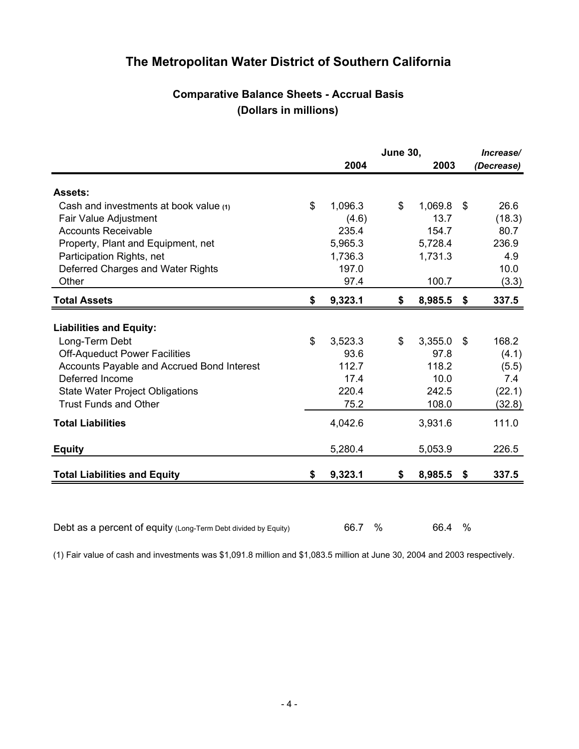# The Metropolitan Water District of Southern California

## Comparative Balance Sheets - Accrual Basis
### (Dollars in millions)

| | June 30, 2004 | June 30, 2003 | *Increase/ (Decrease)* |
|---|---|---|---|
| **Assets:** | | | |
| Cash and investments at book value (1) | $ 1,096.3 | $ 1,069.8 | $ 26.6 |
| Fair Value Adjustment | (4.6) | 13.7 | (18.3) |
| Accounts Receivable | 235.4 | 154.7 | 80.7 |
| Property, Plant and Equipment, net | 5,965.3 | 5,728.4 | 236.9 |
| Participation Rights, net | 1,736.3 | 1,731.3 | 4.9 |
| Deferred Charges and Water Rights | 197.0 | | 10.0 |
| Other | 97.4 | 100.7 | (3.3) |
| **Total Assets** | **$ 9,323.1** | **$ 8,985.5** | **$ 337.5** |
| **Liabilities and Equity:** | | | |
| Long-Term Debt | $ 3,523.3 | $ 3,355.0 | $ 168.2 |
| Off-Aqueduct Power Facilities | 93.6 | 97.8 | (4.1) |
| Accounts Payable and Accrued Bond Interest | 112.7 | 118.2 | (5.5) |
| Deferred Income | 17.4 | 10.0 | 7.4 |
| State Water Project Obligations | 220.4 | 242.5 | (22.1) |
| Trust Funds and Other | 75.2 | 108.0 | (32.8) |
| **Total Liabilities** | 4,042.6 | 3,931.6 | 111.0 |
| **Equity** | 5,280.4 | 5,053.9 | 226.5 |
| **Total Liabilities and Equity** | **$ 9,323.1** | **$ 8,985.5** | **$ 337.5** |

| | 2004 | 2003 |
|---|---|---|
| Debt as a percent of equity (Long-Term Debt divided by Equity) | 66.7 % | 66.4 % |

(1) Fair value of cash and investments was $1,091.8 million and $1,083.5 million at June 30, 2004 and 2003 respectively.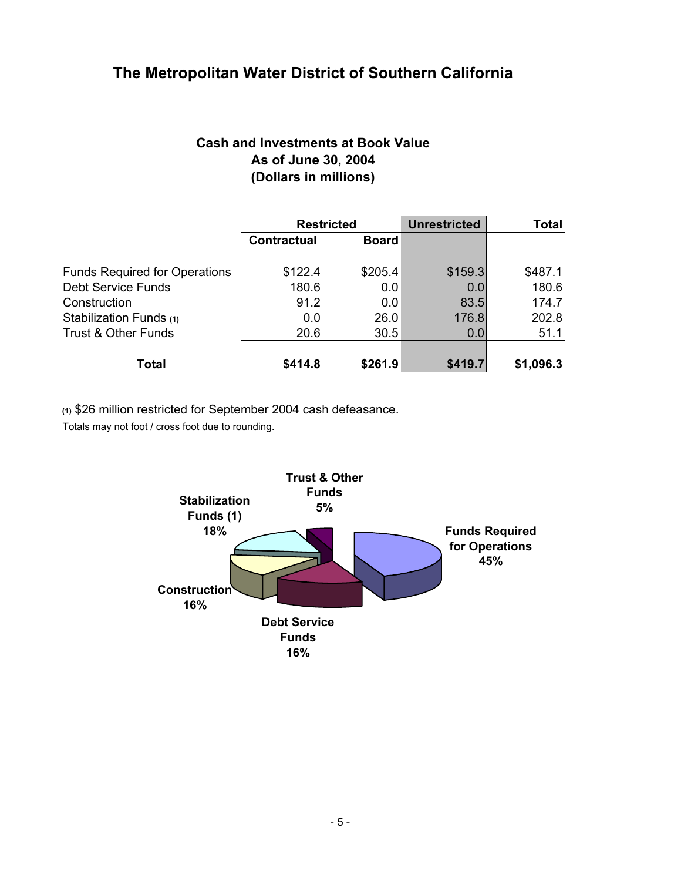## The Metropolitan Water District of Southern California

### Cash and Investments at Book Value
### As of June 30, 2004
### (Dollars in millions)

| | Restricted | | Unrestricted | Total |
|---|---|---|---|---|
| | Contractual | Board | | |
| Funds Required for Operations | $122.4 | $205.4 | $159.3 | $487.1 |
| Debt Service Funds | 180.6 | 0.0 | 0.0 | 180.6 |
| Construction | 91.2 | 0.0 | 83.5 | 174.7 |
| Stabilization Funds (1) | 0.0 | 26.0 | 176.8 | 202.8 |
| Trust & Other Funds | 20.6 | 30.5 | 0.0 | 51.1 |
| **Total** | **$414.8** | **$261.9** | **$419.7** | **$1,096.3** |

(1) $26 million restricted for September 2004 cash defeasance.

Totals may not foot / cross foot due to rounding.

Trust & Other Funds 5%

Stabilization Funds (1) 18%

Funds Required for Operations 45%

Construction 16%

Debt Service Funds 16%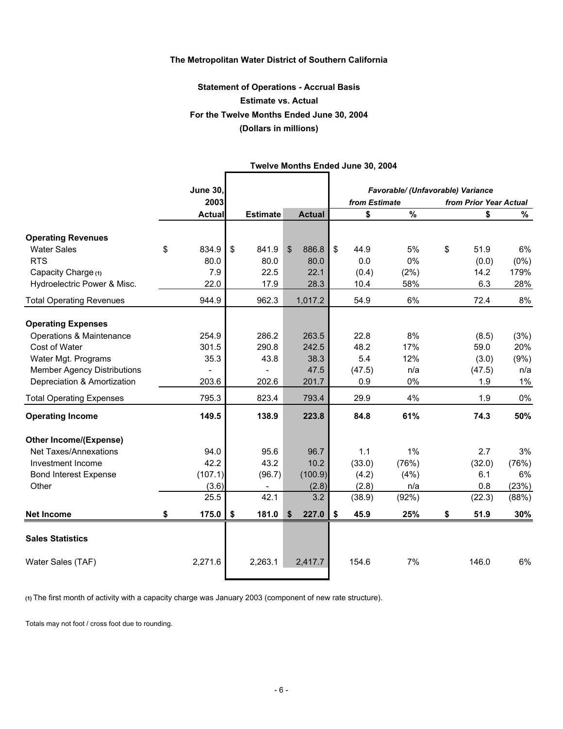**The Metropolitan Water District of Southern California**

**Statement of Operations - Accrual Basis**
**Estimate vs. Actual**
**For the Twelve Months Ended June 30, 2004**
**(Dollars in millions)**

| | June 30, 2003 | Twelve Months Ended June 30, 2004 | | Favorable/ (Unfavorable) Variance | | | |
|---|---|---|---|---|---|---|---|
| | | | | from Estimate | | from Prior Year Actual | |
| | **Actual** | **Estimate** | **Actual** | **$** | **%** | **$** | **%** |
| **Operating Revenues** | | | | | | | |
| Water Sales | $ 834.9 | $ 841.9 | $ 886.8 | $ 44.9 | 5% | $ 51.9 | 6% |
| RTS | 80.0 | 80.0 | 80.0 | 0.0 | 0% | (0.0) | (0%) |
| Capacity Charge (1) | 7.9 | 22.5 | 22.1 | (0.4) | (2%) | 14.2 | 179% |
| Hydroelectric Power & Misc. | 22.0 | 17.9 | 28.3 | 10.4 | 58% | 6.3 | 28% |
| Total Operating Revenues | 944.9 | 962.3 | 1,017.2 | 54.9 | 6% | 72.4 | 8% |
| **Operating Expenses** | | | | | | | |
| Operations & Maintenance | 254.9 | 286.2 | 263.5 | 22.8 | 8% | (8.5) | (3%) |
| Cost of Water | 301.5 | 290.8 | 242.5 | 48.2 | 17% | 59.0 | 20% |
| Water Mgt. Programs | 35.3 | 43.8 | 38.3 | 5.4 | 12% | (3.0) | (9%) |
| Member Agency Distributions | - | - | 47.5 | (47.5) | n/a | (47.5) | n/a |
| Depreciation & Amortization | 203.6 | 202.6 | 201.7 | 0.9 | 0% | 1.9 | 1% |
| Total Operating Expenses | 795.3 | 823.4 | 793.4 | 29.9 | 4% | 1.9 | 0% |
| **Operating Income** | **149.5** | **138.9** | **223.8** | **84.8** | **61%** | **74.3** | **50%** |
| **Other Income/(Expense)** | | | | | | | |
| Net Taxes/Annexations | 94.0 | 95.6 | 96.7 | 1.1 | 1% | 2.7 | 3% |
| Investment Income | 42.2 | 43.2 | 10.2 | (33.0) | (76%) | (32.0) | (76%) |
| Bond Interest Expense | (107.1) | (96.7) | (100.9) | (4.2) | (4%) | 6.1 | 6% |
| Other | (3.6) | - | (2.8) | (2.8) | n/a | 0.8 | (23%) |
| | 25.5 | 42.1 | 3.2 | (38.9) | (92%) | (22.3) | (88%) |
| **Net Income** | **$ 175.0** | **$ 181.0** | **$ 227.0** | **$ 45.9** | **25%** | **$ 51.9** | **30%** |
| **Sales Statistics** | | | | | | | |
| Water Sales (TAF) | 2,271.6 | 2,263.1 | 2,417.7 | 154.6 | 7% | 146.0 | 6% |

(1) The first month of activity with a capacity charge was January 2003 (component of new rate structure).

Totals may not foot / cross foot due to rounding.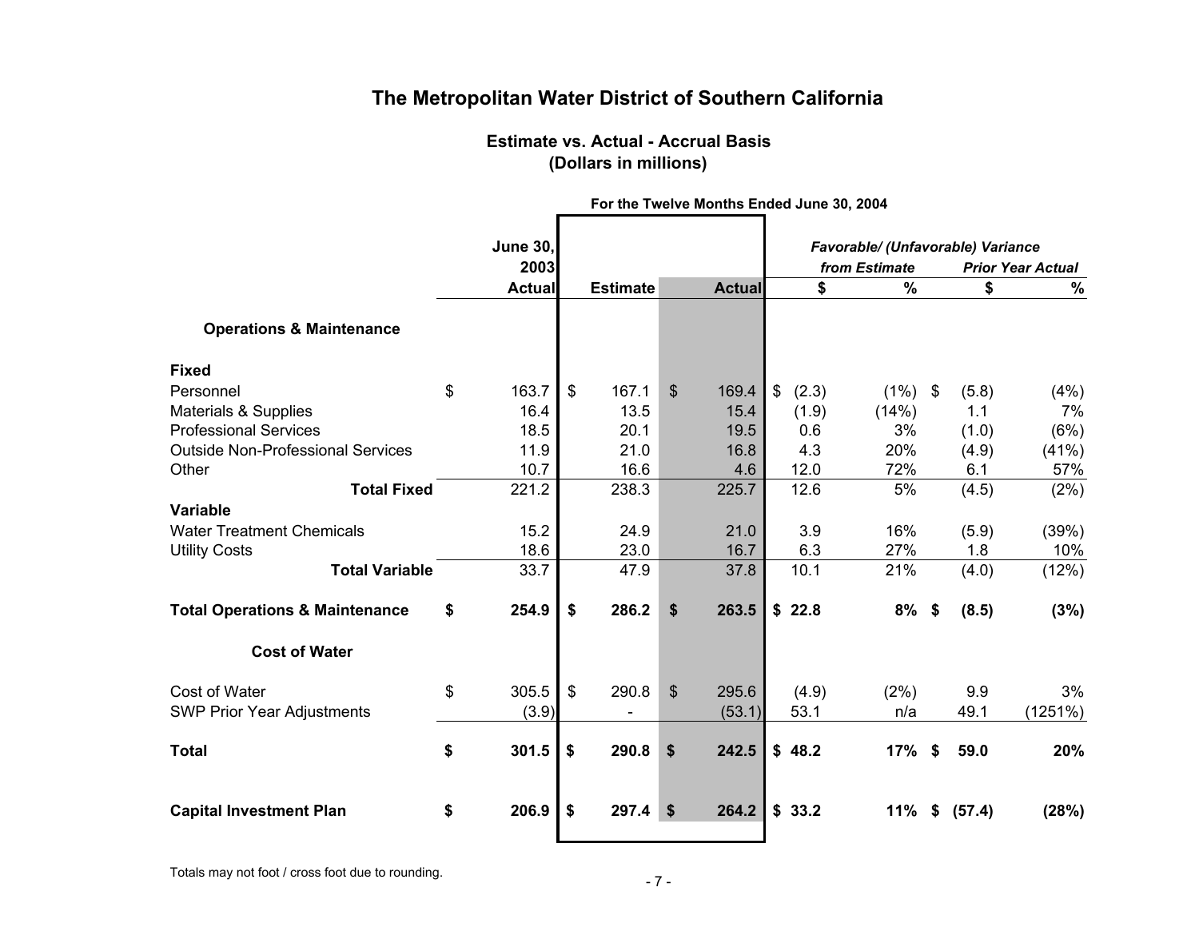# The Metropolitan Water District of Southern California

## Estimate vs. Actual - Accrual Basis
## (Dollars in millions)

| | June 30, 2003 Actual | For the Twelve Months Ended June 30, 2004 | | Favorable/ (Unfavorable) Variance | | | |
|---|---|---|---|---|---|---|---|
| | | | | from Estimate | | Prior Year Actual | |
| | | Estimate | Actual | $ | % | $ | % |
| **Operations & Maintenance** | | | | | | | |
| **Fixed** | | | | | | | |
| Personnel | $ 163.7 | $ 167.1 | $ 169.4 | $ (2.3) | (1%) | $ (5.8) | (4%) |
| Materials & Supplies | 16.4 | 13.5 | 15.4 | (1.9) | (14%) | 1.1 | 7% |
| Professional Services | 18.5 | 20.1 | 19.5 | 0.6 | 3% | (1.0) | (6%) |
| Outside Non-Professional Services | 11.9 | 21.0 | 16.8 | 4.3 | 20% | (4.9) | (41%) |
| Other | 10.7 | 16.6 | 4.6 | 12.0 | 72% | 6.1 | 57% |
| **Total Fixed** | 221.2 | 238.3 | 225.7 | 12.6 | 5% | (4.5) | (2%) |
| **Variable** | | | | | | | |
| Water Treatment Chemicals | 15.2 | 24.9 | 21.0 | 3.9 | 16% | (5.9) | (39%) |
| Utility Costs | 18.6 | 23.0 | 16.7 | 6.3 | 27% | 1.8 | 10% |
| **Total Variable** | 33.7 | 47.9 | 37.8 | 10.1 | 21% | (4.0) | (12%) |
| **Total Operations & Maintenance** | **$ 254.9** | **$ 286.2** | **$ 263.5** | **$ 22.8** | **8%** | **$ (8.5)** | **(3%)** |
| **Cost of Water** | | | | | | | |
| Cost of Water | $ 305.5 | $ 290.8 | $ 295.6 | (4.9) | (2%) | 9.9 | 3% |
| SWP Prior Year Adjustments | (3.9) | - | (53.1) | 53.1 | n/a | 49.1 | (1251%) |
| **Total** | **$ 301.5** | **$ 290.8** | **$ 242.5** | **$ 48.2** | **17%** | **$ 59.0** | **20%** |
| **Capital Investment Plan** | **$ 206.9** | **$ 297.4** | **$ 264.2** | **$ 33.2** | **11%** | **$ (57.4)** | **(28%)** |

Totals may not foot / cross foot due to rounding.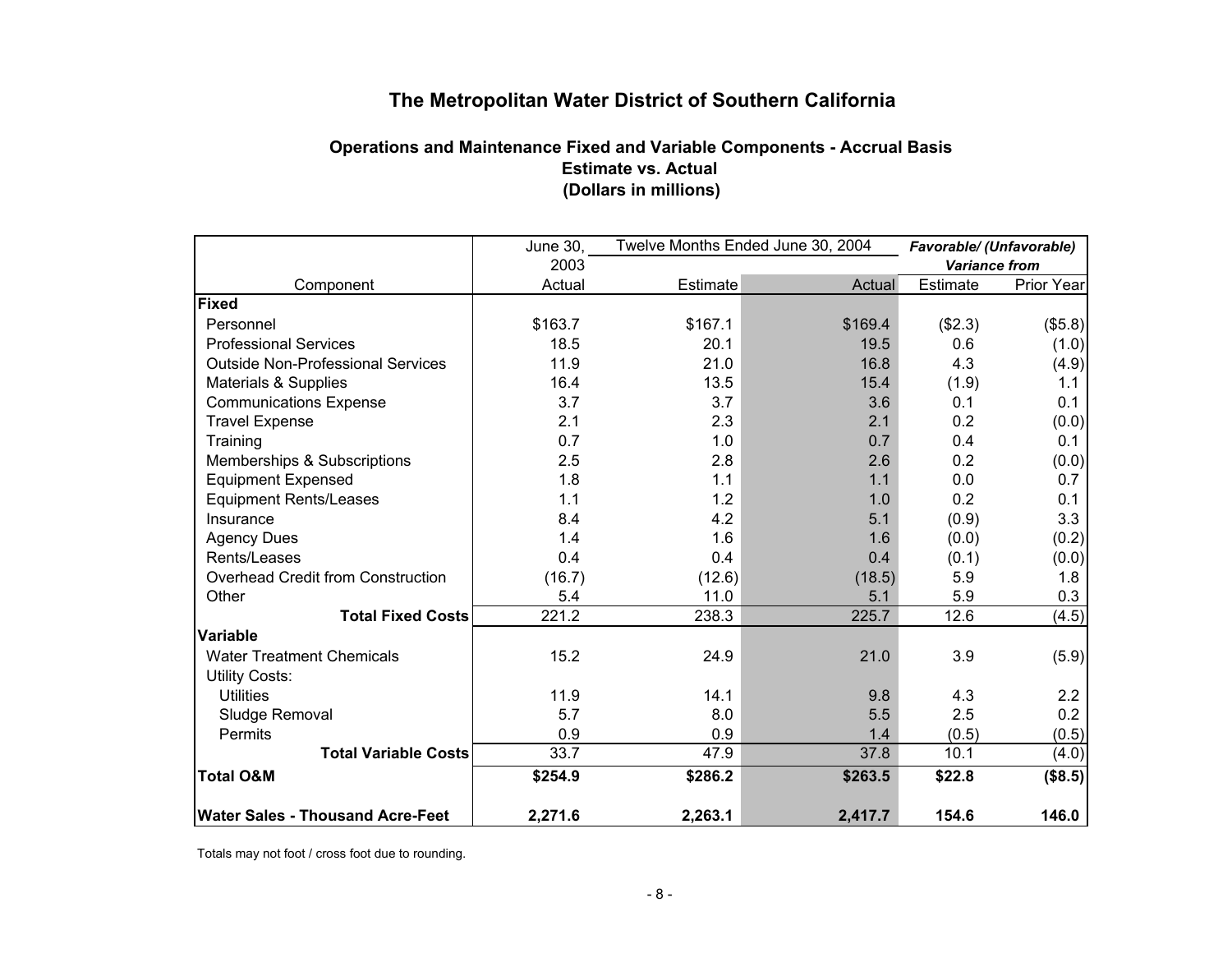# The Metropolitan Water District of Southern California

## Operations and Maintenance Fixed and Variable Components - Accrual Basis
## Estimate vs. Actual
## (Dollars in millions)

| Component | June 30, 2003 Actual | Twelve Months Ended June 30, 2004 Estimate | Twelve Months Ended June 30, 2004 Actual | *Favorable/ (Unfavorable) Variance from* Estimate | *Favorable/ (Unfavorable) Variance from* Prior Year |
|---|---|---|---|---|---|
| **Fixed** | | | | | |
| Personnel | $163.7 | $167.1 | $169.4 | ($2.3) | ($5.8) |
| Professional Services | 18.5 | 20.1 | 19.5 | 0.6 | (1.0) |
| Outside Non-Professional Services | 11.9 | 21.0 | 16.8 | 4.3 | (4.9) |
| Materials & Supplies | 16.4 | 13.5 | 15.4 | (1.9) | 1.1 |
| Communications Expense | 3.7 | 3.7 | 3.6 | 0.1 | 0.1 |
| Travel Expense | 2.1 | 2.3 | 2.1 | 0.2 | (0.0) |
| Training | 0.7 | 1.0 | 0.7 | 0.4 | 0.1 |
| Memberships & Subscriptions | 2.5 | 2.8 | 2.6 | 0.2 | (0.0) |
| Equipment Expensed | 1.8 | 1.1 | 1.1 | 0.0 | 0.7 |
| Equipment Rents/Leases | 1.1 | 1.2 | 1.0 | 0.2 | 0.1 |
| Insurance | 8.4 | 4.2 | 5.1 | (0.9) | 3.3 |
| Agency Dues | 1.4 | 1.6 | 1.6 | (0.0) | (0.2) |
| Rents/Leases | 0.4 | 0.4 | 0.4 | (0.1) | (0.0) |
| Overhead Credit from Construction | (16.7) | (12.6) | (18.5) | 5.9 | 1.8 |
| Other | 5.4 | 11.0 | 5.1 | 5.9 | 0.3 |
| **Total Fixed Costs** | 221.2 | 238.3 | 225.7 | 12.6 | (4.5) |
| **Variable** | | | | | |
| Water Treatment Chemicals | 15.2 | 24.9 | 21.0 | 3.9 | (5.9) |
| Utility Costs: | | | | | |
| Utilities | 11.9 | 14.1 | 9.8 | 4.3 | 2.2 |
| Sludge Removal | 5.7 | 8.0 | 5.5 | 2.5 | 0.2 |
| Permits | 0.9 | 0.9 | 1.4 | (0.5) | (0.5) |
| **Total Variable Costs** | 33.7 | 47.9 | 37.8 | 10.1 | (4.0) |
| **Total O&M** | **$254.9** | **$286.2** | **$263.5** | **$22.8** | **($8.5)** |
| **Water Sales - Thousand Acre-Feet** | **2,271.6** | **2,263.1** | **2,417.7** | **154.6** | **146.0** |

Totals may not foot / cross foot due to rounding.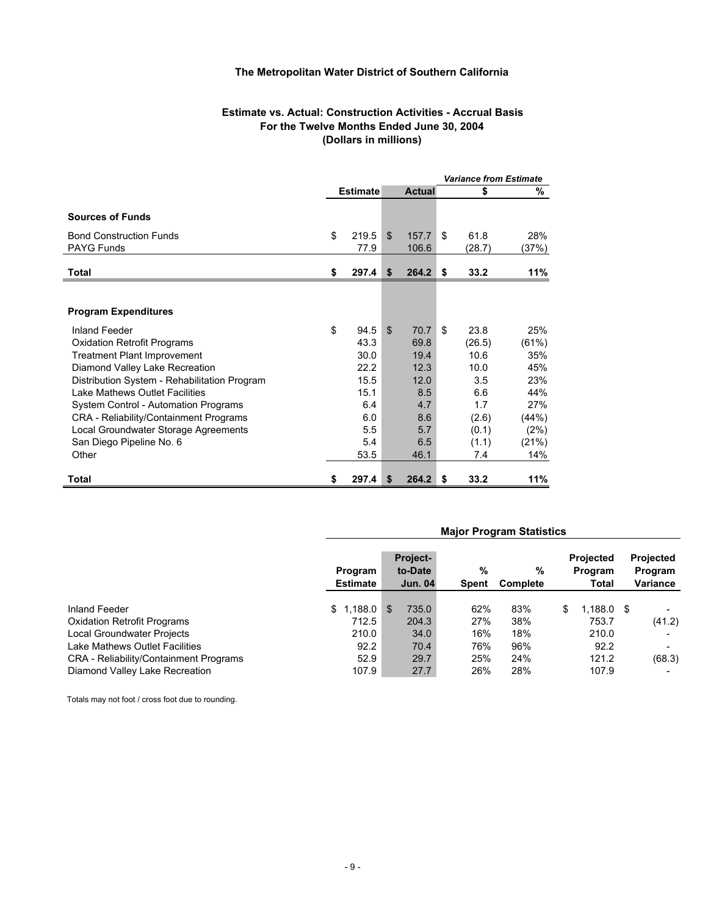# The Metropolitan Water District of Southern California

## Estimate vs. Actual: Construction Activities - Accrual Basis
## For the Twelve Months Ended June 30, 2004
## (Dollars in millions)

| | Estimate | Actual | *Variance from Estimate* $ | *Variance from Estimate* % |
|---|---|---|---|---|
| **Sources of Funds** | | | | |
| Bond Construction Funds | $ 219.5 | $ 157.7 | $ 61.8 | 28% |
| PAYG Funds | 77.9 | 106.6 | (28.7) | (37%) |
| **Total** | **$ 297.4** | **$ 264.2** | **$ 33.2** | **11%** |
| **Program Expenditures** | | | | |
| Inland Feeder | $ 94.5 | $ 70.7 | $ 23.8 | 25% |
| Oxidation Retrofit Programs | 43.3 | 69.8 | (26.5) | (61%) |
| Treatment Plant Improvement | 30.0 | 19.4 | 10.6 | 35% |
| Diamond Valley Lake Recreation | 22.2 | 12.3 | 10.0 | 45% |
| Distribution System - Rehabilitation Program | 15.5 | 12.0 | 3.5 | 23% |
| Lake Mathews Outlet Facilities | 15.1 | 8.5 | 6.6 | 44% |
| System Control - Automation Programs | 6.4 | 4.7 | 1.7 | 27% |
| CRA - Reliability/Containment Programs | 6.0 | 8.6 | (2.6) | (44%) |
| Local Groundwater Storage Agreements | 5.5 | 5.7 | (0.1) | (2%) |
| San Diego Pipeline No. 6 | 5.4 | 6.5 | (1.1) | (21%) |
| Other | 53.5 | 46.1 | 7.4 | 14% |
| **Total** | **$ 297.4** | **$ 264.2** | **$ 33.2** | **11%** |

### Major Program Statistics

| | Program Estimate | Project-to-Date Jun. 04 | % Spent | % Complete | Projected Program Total | Projected Program Variance |
|---|---|---|---|---|---|---|
| Inland Feeder | $ 1,188.0 | $ 735.0 | 62% | 83% | $ 1,188.0 | $ - |
| Oxidation Retrofit Programs | 712.5 | 204.3 | 27% | 38% | 753.7 | (41.2) |
| Local Groundwater Projects | 210.0 | 34.0 | 16% | 18% | 210.0 | - |
| Lake Mathews Outlet Facilities | 92.2 | 70.4 | 76% | 96% | 92.2 | - |
| CRA - Reliability/Containment Programs | 52.9 | 29.7 | 25% | 24% | 121.2 | (68.3) |
| Diamond Valley Lake Recreation | 107.9 | 27.7 | 26% | 28% | 107.9 | - |

Totals may not foot / cross foot due to rounding.